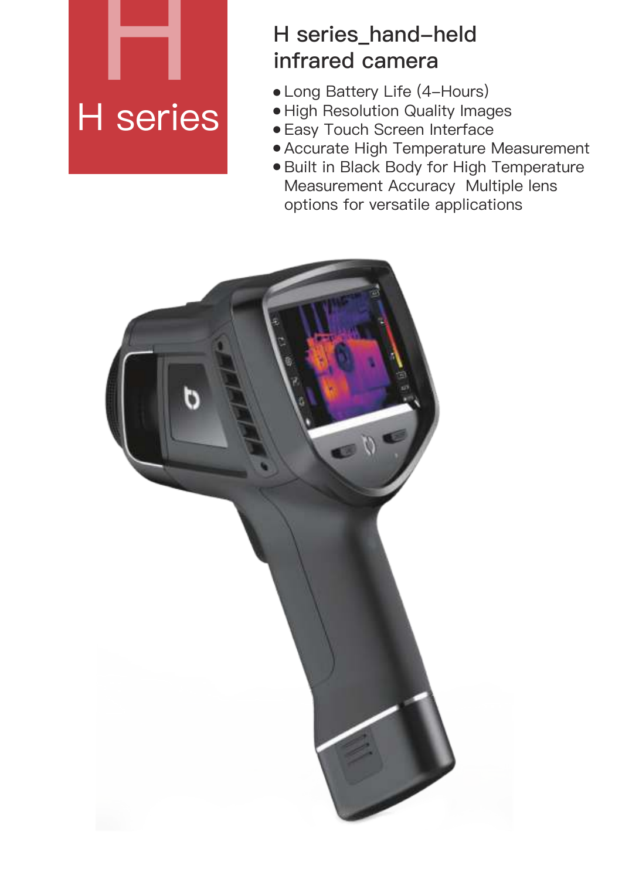# H series

## H series_hand–held infrared camera

- Long Battery Life (4–Hours)
- High Resolution Quality Images
- Easy Touch Screen Interface
- Accurate High Temperature Measurement
- Built in Black Body for High Temperature Measurement Accuracy  Multiple lens options for versatile applications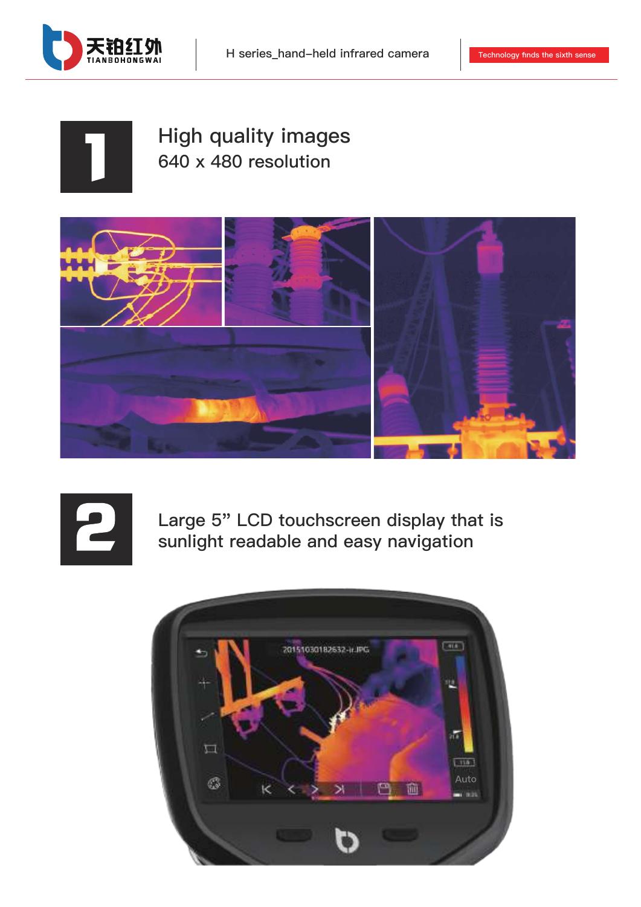## 1

# High quality images

640 x 480 resolution

## 2

# Large 5” LCD touchscreen display that is sunlight readable and easy navigation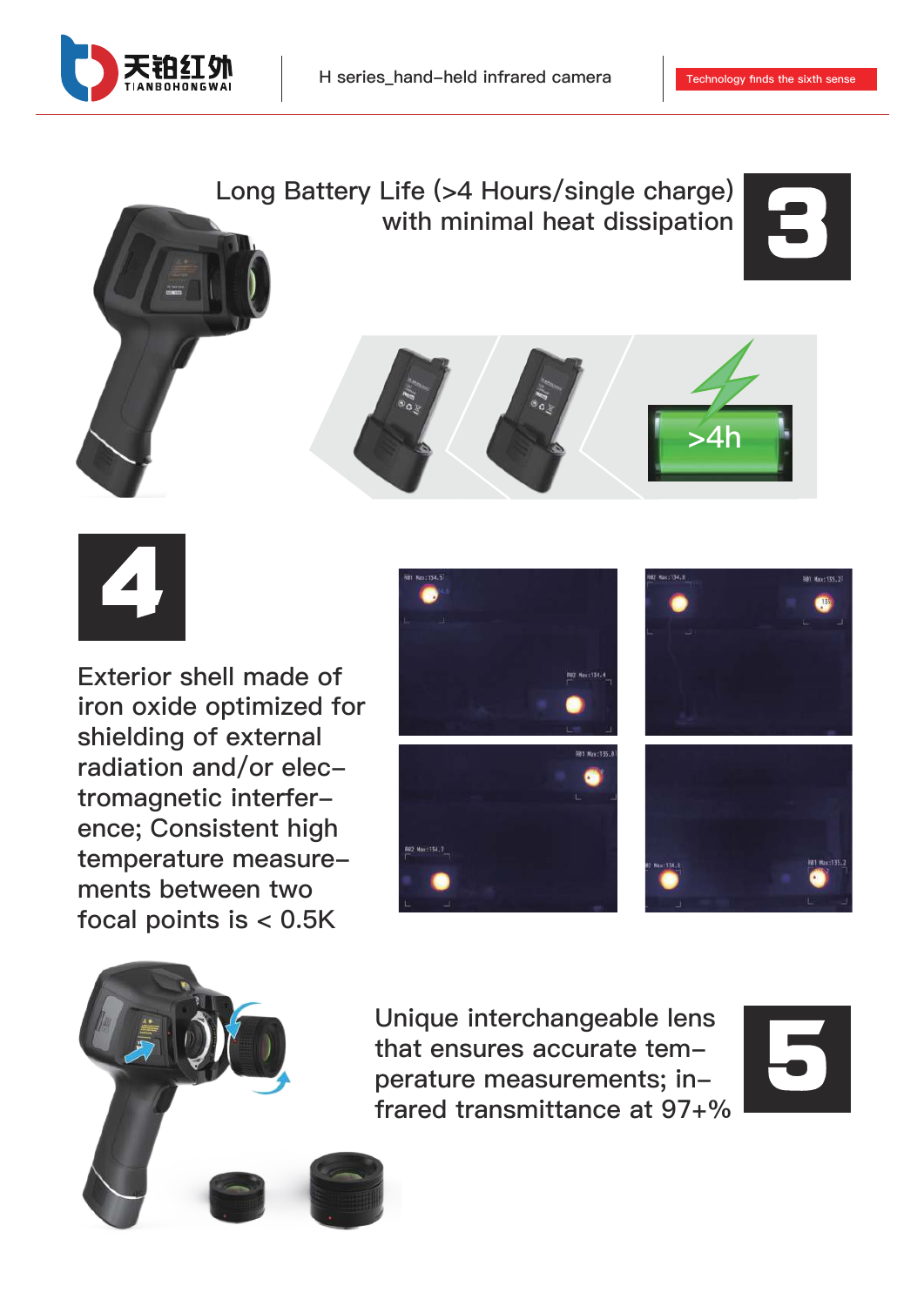## 3

Long Battery Life (>4 Hours/single charge) with minimal heat dissipation

>4h

## 4

Exterior shell made of iron oxide optimized for shielding of external radiation and/or electromagnetic interference; Consistent high temperature measurements between two focal points is < 0.5K

## 5

Unique interchangeable lens that ensures accurate temperature measurements; infrared transmittance at 97+%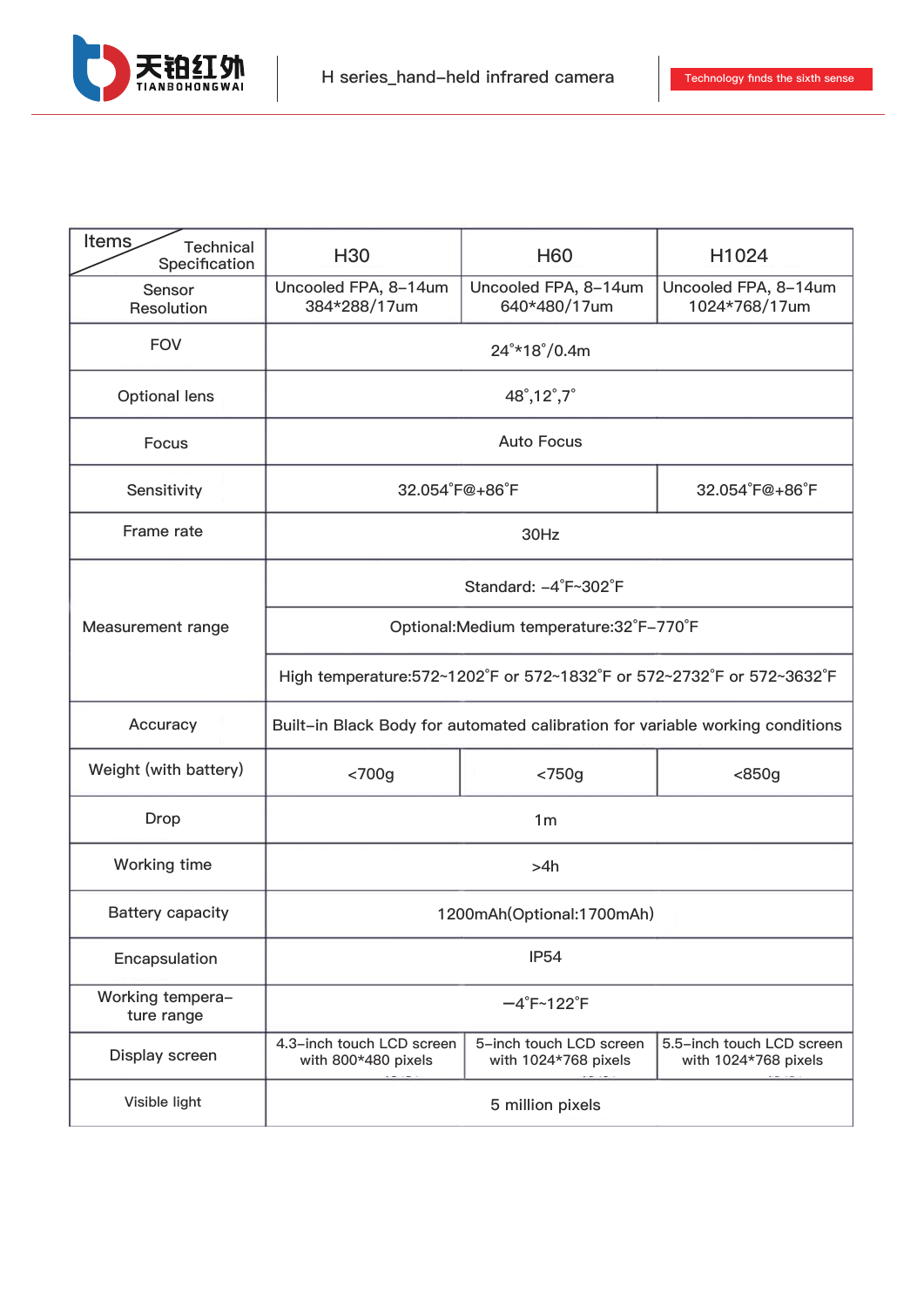| Items / Technical Specification | H30 | H60 | H1024 |
| --- | --- | --- | --- |
| Sensor Resolution | Uncooled FPA, 8–14um 384*288/17um | Uncooled FPA, 8–14um 640*480/17um | Uncooled FPA, 8–14um 1024*768/17um |
| FOV | 24°*18°/0.4m | | |
| Optional lens | 48°,12°,7° | | |
| Focus | Auto Focus | | |
| Sensitivity | 32.054°F@+86°F | | 32.054°F@+86°F |
| Frame rate | 30Hz | | |
| Measurement range | Standard: –4°F~302°F | | |
| | Optional:Medium temperature:32°F–770°F | | |
| | High temperature:572~1202°F or 572~1832°F or 572~2732°F or 572~3632°F | | |
| Accuracy | Built–in Black Body for automated calibration for variable working conditions | | |
| Weight (with battery) | <700g | <750g | <850g |
| Drop | 1m | | |
| Working time | >4h | | |
| Battery capacity | 1200mAh(Optional:1700mAh) | | |
| Encapsulation | IP54 | | |
| Working temperature range | –4°F~122°F | | |
| Display screen | 4.3–inch touch LCD screen with 800*480 pixels | 5–inch touch LCD screen with 1024*768 pixels | 5.5–inch touch LCD screen with 1024*768 pixels |
| Visible light | 5 million pixels | | |